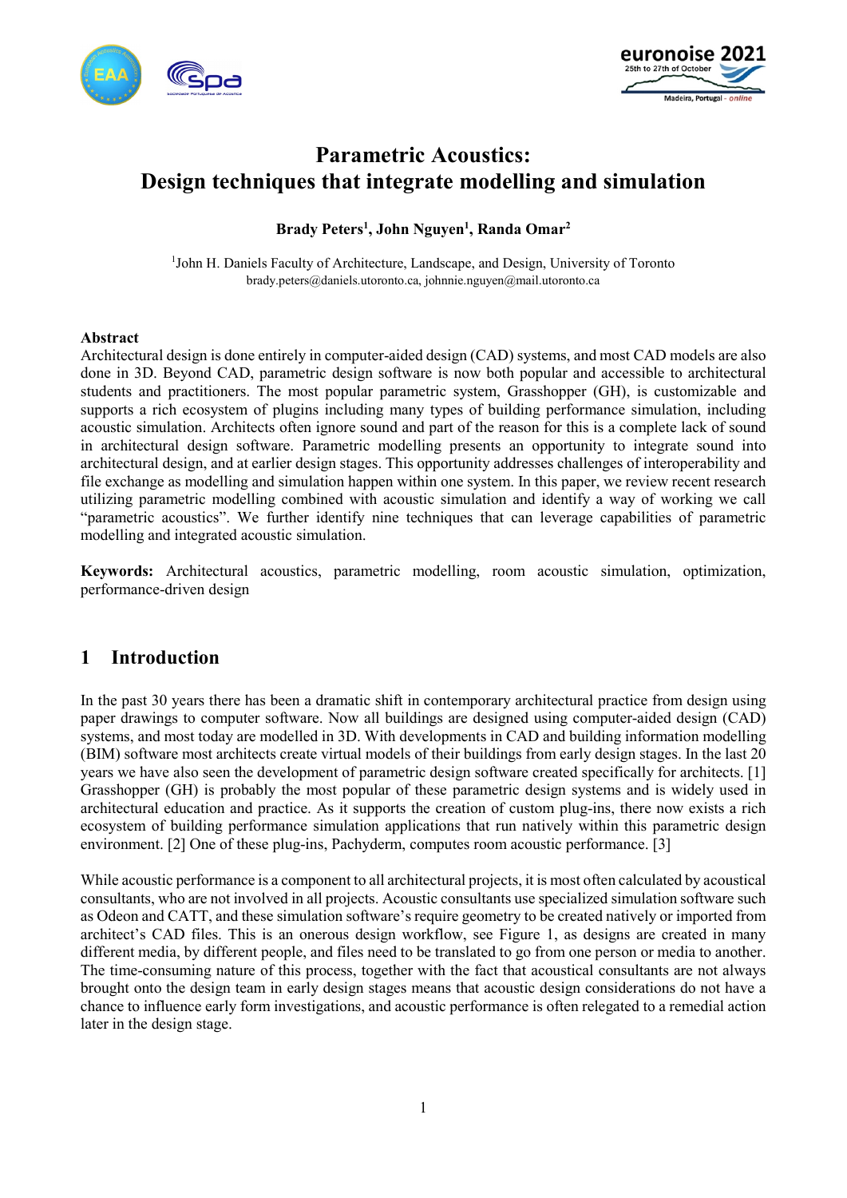# Parametric Acoustics: Design techniques that integrate modelling and simulation

**Brady Peters[1], John Nguyen[1], Randa Omar[2]**

[1]John H. Daniels Faculty of Architecture, Landscape, and Design, University of Toronto
brady.peters@daniels.utoronto.ca, johnnie.nguyen@mail.utoronto.ca

### Abstract

Architectural design is done entirely in computer-aided design (CAD) systems, and most CAD models are also done in 3D. Beyond CAD, parametric design software is now both popular and accessible to architectural students and practitioners. The most popular parametric system, Grasshopper (GH), is customizable and supports a rich ecosystem of plugins including many types of building performance simulation, including acoustic simulation. Architects often ignore sound and part of the reason for this is a complete lack of sound in architectural design software. Parametric modelling presents an opportunity to integrate sound into architectural design, and at earlier design stages. This opportunity addresses challenges of interoperability and file exchange as modelling and simulation happen within one system. In this paper, we review recent research utilizing parametric modelling combined with acoustic simulation and identify a way of working we call "parametric acoustics". We further identify nine techniques that can leverage capabilities of parametric modelling and integrated acoustic simulation.

**Keywords:** Architectural acoustics, parametric modelling, room acoustic simulation, optimization, performance-driven design

## 1 Introduction

In the past 30 years there has been a dramatic shift in contemporary architectural practice from design using paper drawings to computer software. Now all buildings are designed using computer-aided design (CAD) systems, and most today are modelled in 3D. With developments in CAD and building information modelling (BIM) software most architects create virtual models of their buildings from early design stages. In the last 20 years we have also seen the development of parametric design software created specifically for architects. [1] Grasshopper (GH) is probably the most popular of these parametric design systems and is widely used in architectural education and practice. As it supports the creation of custom plug-ins, there now exists a rich ecosystem of building performance simulation applications that run natively within this parametric design environment. [2] One of these plug-ins, Pachyderm, computes room acoustic performance. [3]

While acoustic performance is a component to all architectural projects, it is most often calculated by acoustical consultants, who are not involved in all projects. Acoustic consultants use specialized simulation software such as Odeon and CATT, and these simulation software's require geometry to be created natively or imported from architect's CAD files. This is an onerous design workflow, see Figure 1, as designs are created in many different media, by different people, and files need to be translated to go from one person or media to another. The time-consuming nature of this process, together with the fact that acoustical consultants are not always brought onto the design team in early design stages means that acoustic design considerations do not have a chance to influence early form investigations, and acoustic performance is often relegated to a remedial action later in the design stage.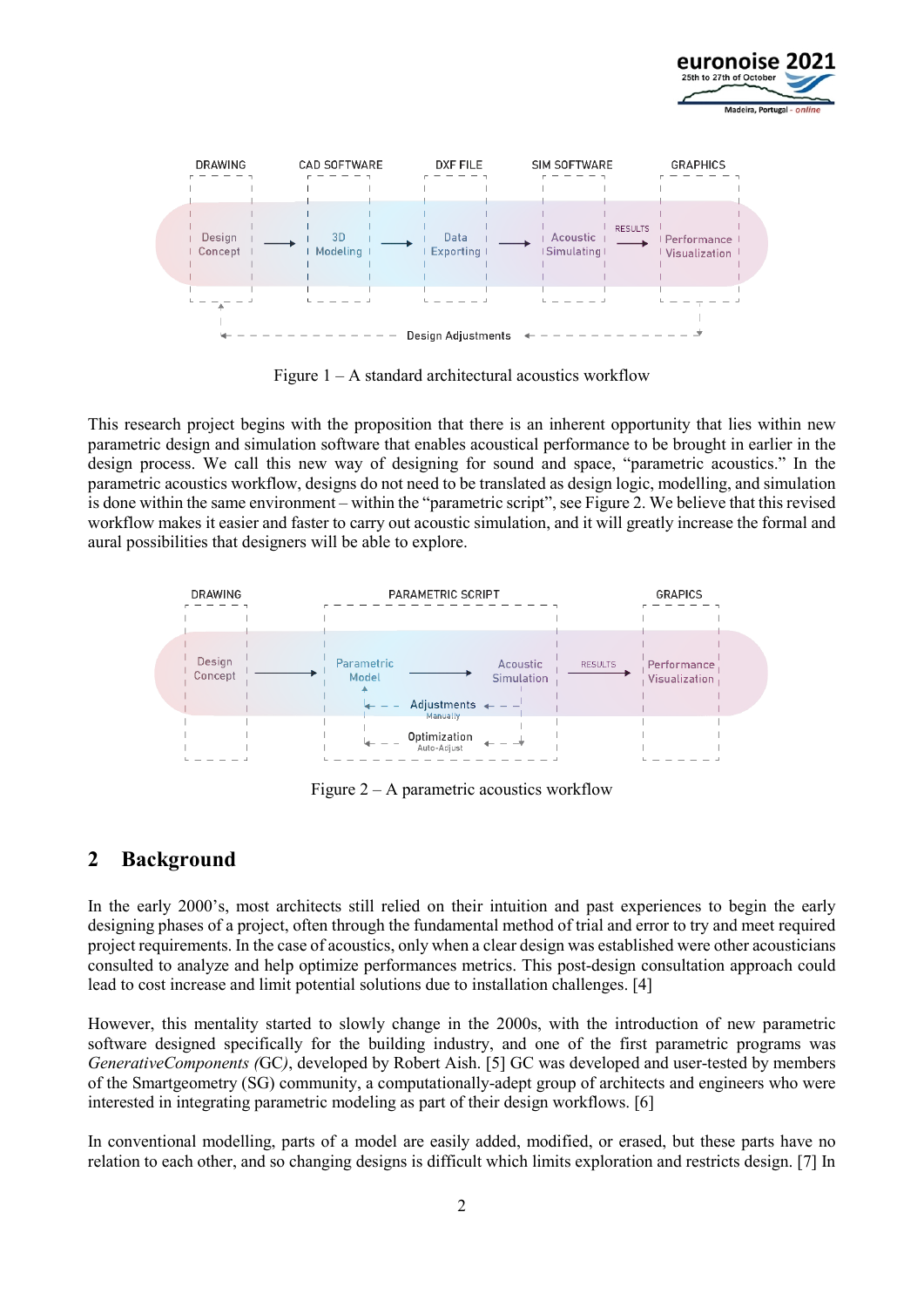Figure 1 – A standard architectural acoustics workflow

This research project begins with the proposition that there is an inherent opportunity that lies within new parametric design and simulation software that enables acoustical performance to be brought in earlier in the design process. We call this new way of designing for sound and space, "parametric acoustics." In the parametric acoustics workflow, designs do not need to be translated as design logic, modelling, and simulation is done within the same environment – within the "parametric script", see Figure 2. We believe that this revised workflow makes it easier and faster to carry out acoustic simulation, and it will greatly increase the formal and aural possibilities that designers will be able to explore.

Figure 2 – A parametric acoustics workflow

## 2 Background

In the early 2000's, most architects still relied on their intuition and past experiences to begin the early designing phases of a project, often through the fundamental method of trial and error to try and meet required project requirements. In the case of acoustics, only when a clear design was established were other acousticians consulted to analyze and help optimize performances metrics. This post-design consultation approach could lead to cost increase and limit potential solutions due to installation challenges. [4]

However, this mentality started to slowly change in the 2000s, with the introduction of new parametric software designed specifically for the building industry, and one of the first parametric programs was *GenerativeComponents (*GC*)*, developed by Robert Aish. [5] GC was developed and user-tested by members of the Smartgeometry (SG) community, a computationally-adept group of architects and engineers who were interested in integrating parametric modeling as part of their design workflows. [6]

In conventional modelling, parts of a model are easily added, modified, or erased, but these parts have no relation to each other, and so changing designs is difficult which limits exploration and restricts design. [7] In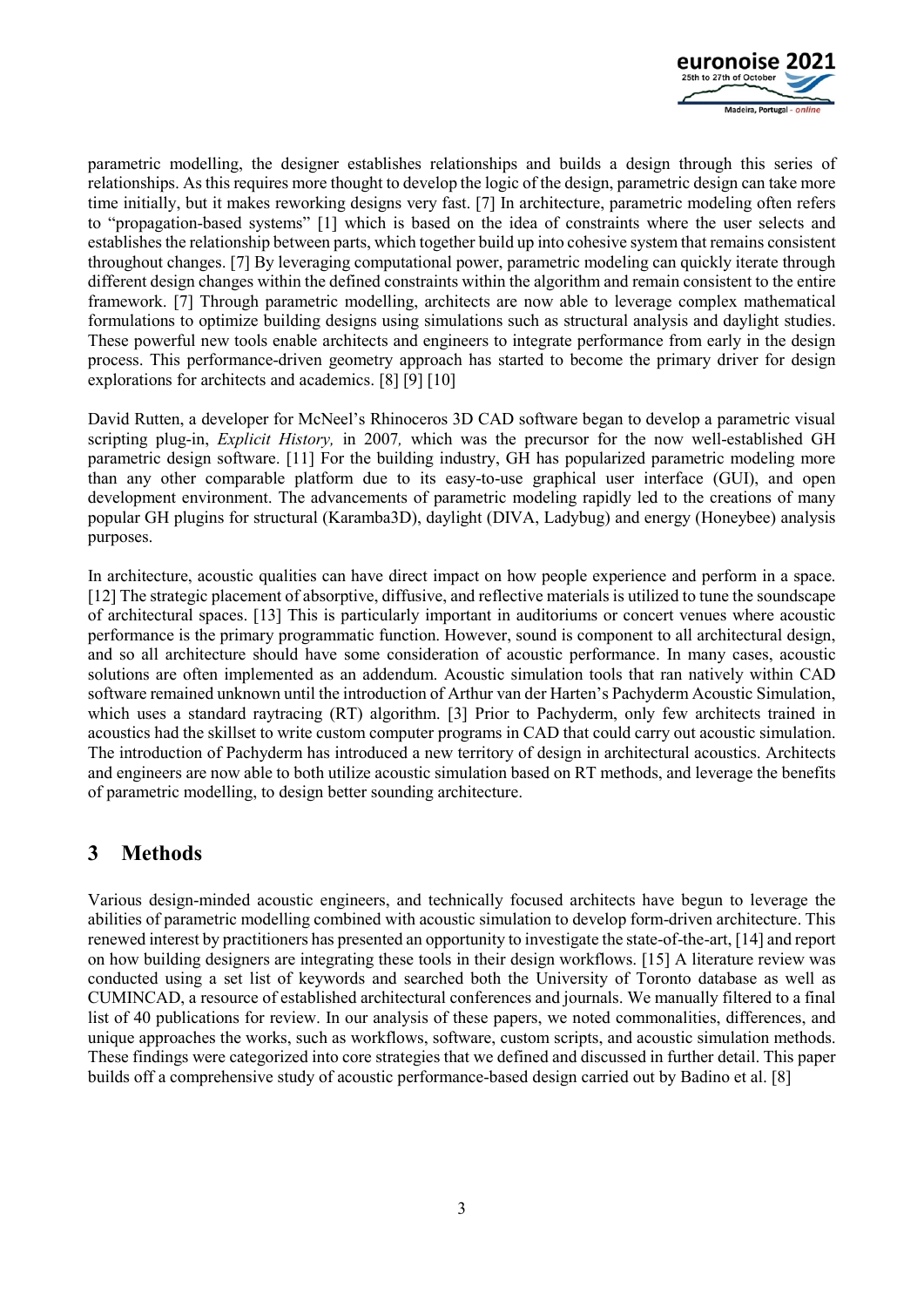parametric modelling, the designer establishes relationships and builds a design through this series of relationships. As this requires more thought to develop the logic of the design, parametric design can take more time initially, but it makes reworking designs very fast. [7] In architecture, parametric modeling often refers to "propagation-based systems" [1] which is based on the idea of constraints where the user selects and establishes the relationship between parts, which together build up into cohesive system that remains consistent throughout changes. [7] By leveraging computational power, parametric modeling can quickly iterate through different design changes within the defined constraints within the algorithm and remain consistent to the entire framework. [7] Through parametric modelling, architects are now able to leverage complex mathematical formulations to optimize building designs using simulations such as structural analysis and daylight studies. These powerful new tools enable architects and engineers to integrate performance from early in the design process. This performance-driven geometry approach has started to become the primary driver for design explorations for architects and academics. [8] [9] [10]

David Rutten, a developer for McNeel's Rhinoceros 3D CAD software began to develop a parametric visual scripting plug-in, *Explicit History,* in 2007*,* which was the precursor for the now well-established GH parametric design software. [11] For the building industry, GH has popularized parametric modeling more than any other comparable platform due to its easy-to-use graphical user interface (GUI), and open development environment. The advancements of parametric modeling rapidly led to the creations of many popular GH plugins for structural (Karamba3D), daylight (DIVA, Ladybug) and energy (Honeybee) analysis purposes.

In architecture, acoustic qualities can have direct impact on how people experience and perform in a space. [12] The strategic placement of absorptive, diffusive, and reflective materials is utilized to tune the soundscape of architectural spaces. [13] This is particularly important in auditoriums or concert venues where acoustic performance is the primary programmatic function. However, sound is component to all architectural design, and so all architecture should have some consideration of acoustic performance. In many cases, acoustic solutions are often implemented as an addendum. Acoustic simulation tools that ran natively within CAD software remained unknown until the introduction of Arthur van der Harten's Pachyderm Acoustic Simulation, which uses a standard raytracing (RT) algorithm. [3] Prior to Pachyderm, only few architects trained in acoustics had the skillset to write custom computer programs in CAD that could carry out acoustic simulation. The introduction of Pachyderm has introduced a new territory of design in architectural acoustics. Architects and engineers are now able to both utilize acoustic simulation based on RT methods, and leverage the benefits of parametric modelling, to design better sounding architecture.

# 3 Methods

Various design-minded acoustic engineers, and technically focused architects have begun to leverage the abilities of parametric modelling combined with acoustic simulation to develop form-driven architecture. This renewed interest by practitioners has presented an opportunity to investigate the state-of-the-art, [14] and report on how building designers are integrating these tools in their design workflows. [15] A literature review was conducted using a set list of keywords and searched both the University of Toronto database as well as CUMINCAD, a resource of established architectural conferences and journals. We manually filtered to a final list of 40 publications for review. In our analysis of these papers, we noted commonalities, differences, and unique approaches the works, such as workflows, software, custom scripts, and acoustic simulation methods. These findings were categorized into core strategies that we defined and discussed in further detail. This paper builds off a comprehensive study of acoustic performance-based design carried out by Badino et al. [8]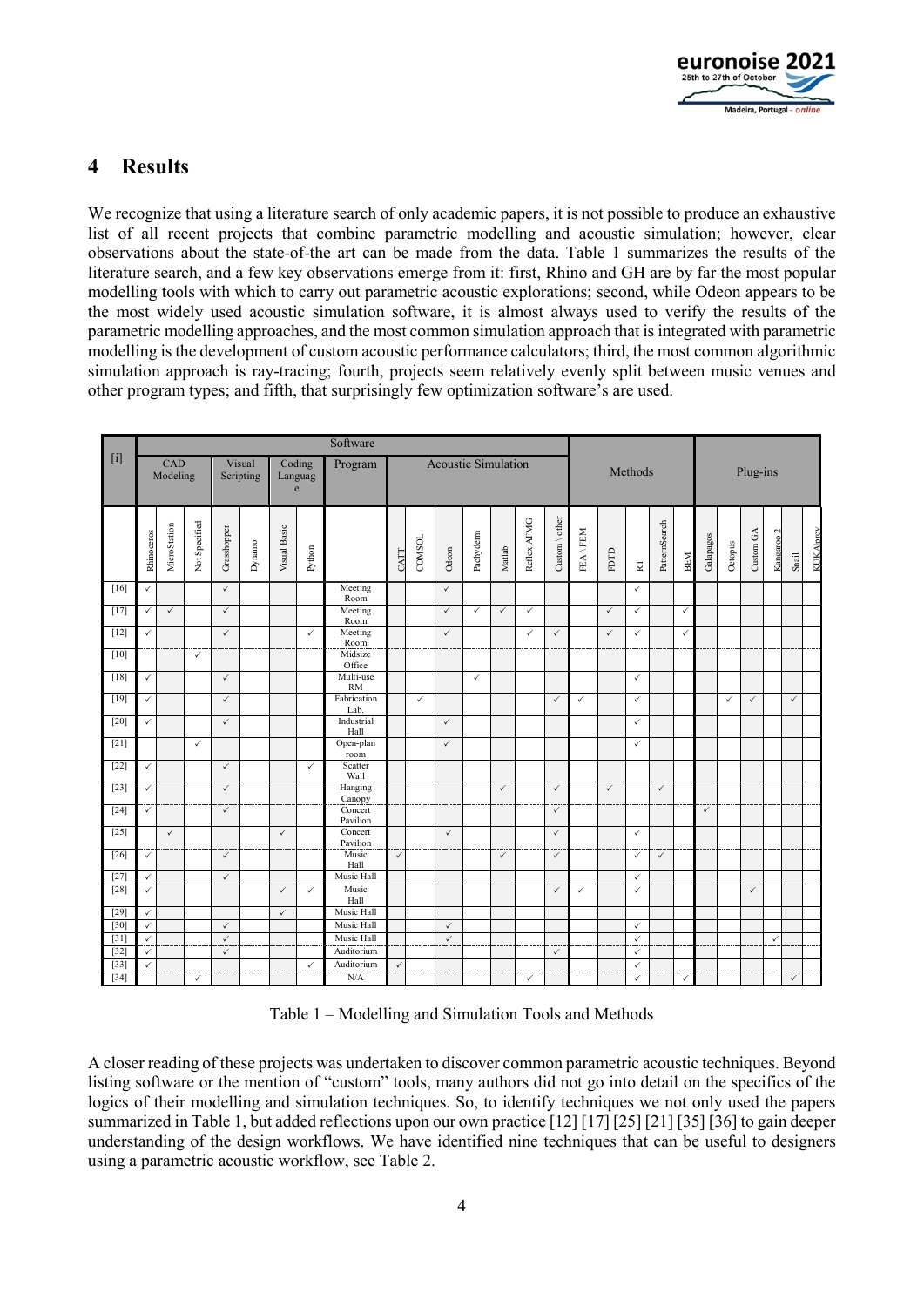## 4 Results

We recognize that using a literature search of only academic papers, it is not possible to produce an exhaustive list of all recent projects that combine parametric modelling and acoustic simulation; however, clear observations about the state-of-the art can be made from the data. Table 1 summarizes the results of the literature search, and a few key observations emerge from it: first, Rhino and GH are by far the most popular modelling tools with which to carry out parametric acoustic explorations; second, while Odeon appears to be the most widely used acoustic simulation software, it is almost always used to verify the results of the parametric modelling approaches, and the most common simulation approach that is integrated with parametric modelling is the development of custom acoustic performance calculators; third, the most common algorithmic simulation approach is ray-tracing; fourth, projects seem relatively evenly split between music venues and other program types; and fifth, that surprisingly few optimization software's are used.

| [i] | Software | | | | | | | | | | | | | | | | Methods | | | | | Plug-ins | | | | | |
|---|---|---|---|---|---|---|---|---|---|---|---|---|---|---|---|---|---|---|---|---|---|---|---|---|---|---|---|
| | CAD Modeling | | | Visual Scripting | | Coding Language | | Program | Acoustic Simulation | | | | | | | | | | | | | | | | | |
| | Rhinoceros | MicroStation | Not Specified | Grasshopper | Dynamo | Visual Basic | Python | | CATT | COMSOL | Odeon | Pachyderm | Matlab | Reflex AFMG | Custom \ other | FEA \ FEM | FDTD | RT | PatternSearch | BEM | Galapagos | Octopus | Custom GA | Kangaroo 2 | Snail | KUKA\|prc |
| [16] | ✓ | | | ✓ | | | | Meeting Room | | | ✓ | | | | | | | ✓ | | | | | | | | |
| [17] | ✓ | ✓ | | ✓ | | | | Meeting Room | | | ✓ | ✓ | ✓ | ✓ | | | ✓ | ✓ | | ✓ | | | | | | |
| [12] | ✓ | | | ✓ | | | ✓ | Meeting Room | | | ✓ | | | ✓ | ✓ | | ✓ | ✓ | | ✓ | | | | | | |
| [10] | | | ✓ | | | | | Midsize Office | | | | | | | | | | | | | | | | | | |
| [18] | ✓ | | | ✓ | | | | Multi-use RM | | | | ✓ | | | | | | ✓ | | | | | | | | |
| [19] | ✓ | | | ✓ | | | | Fabrication Lab. | | ✓ | | | | | ✓ | ✓ | | ✓ | | | | ✓ | ✓ | | ✓ | |
| [20] | ✓ | | | ✓ | | | | Industrial Hall | | | ✓ | | | | | | | ✓ | | | | | | | | |
| [21] | | | ✓ | | | | | Open-plan room | | | ✓ | | | | | | | ✓ | | | | | | | | |
| [22] | ✓ | | | ✓ | | | ✓ | Scatter Wall | | | | | | | | | | | | | | | | | | |
| [23] | ✓ | | | ✓ | | | | Hanging Canopy | | | | | ✓ | | ✓ | | ✓ | | ✓ | | | | | | | |
| [24] | ✓ | | | ✓ | | | | Concert Pavilion | | | | | | | ✓ | | | | | | ✓ | | | | | |
| [25] | | ✓ | | | | ✓ | | Concert Pavilion | | | ✓ | | | | ✓ | | | ✓ | | | | | | | | |
| [26] | ✓ | | | ✓ | | | | Music Hall | ✓ | | | | ✓ | | ✓ | | | ✓ | ✓ | | | | | | | |
| [27] | ✓ | | | ✓ | | | | Music Hall | | | | | | | | | | ✓ | | | | | | | | |
| [28] | ✓ | | | | | ✓ | ✓ | Music Hall | | | | | | | ✓ | ✓ | | ✓ | | | | | ✓ | | | |
| [29] | ✓ | | | | | ✓ | | Music Hall | | | | | | | | | | | | | | | | | | |
| [30] | ✓ | | | ✓ | | | | Music Hall | | | ✓ | | | | | | | ✓ | | | | | | | | |
| [31] | ✓ | | | ✓ | | | | Music Hall | | | ✓ | | | | | | | ✓ | | | | | | ✓ | | |
| [32] | ✓ | | | ✓ | | | | Auditorium | | | | | | | ✓ | | | ✓ | | | | | | | | |
| [33] | ✓ | | | | | | ✓ | Auditorium | ✓ | | | | | | | | | ✓ | | | | | | | | |
| [34] | | | ✓ | | | | | N/A | | | | | | ✓ | | | | ✓ | | ✓ | | | | | ✓ | |

Table 1 – Modelling and Simulation Tools and Methods

A closer reading of these projects was undertaken to discover common parametric acoustic techniques. Beyond listing software or the mention of "custom" tools, many authors did not go into detail on the specifics of the logics of their modelling and simulation techniques. So, to identify techniques we not only used the papers summarized in Table 1, but added reflections upon our own practice [12] [17] [25] [21] [35] [36] to gain deeper understanding of the design workflows. We have identified nine techniques that can be useful to designers using a parametric acoustic workflow, see Table 2.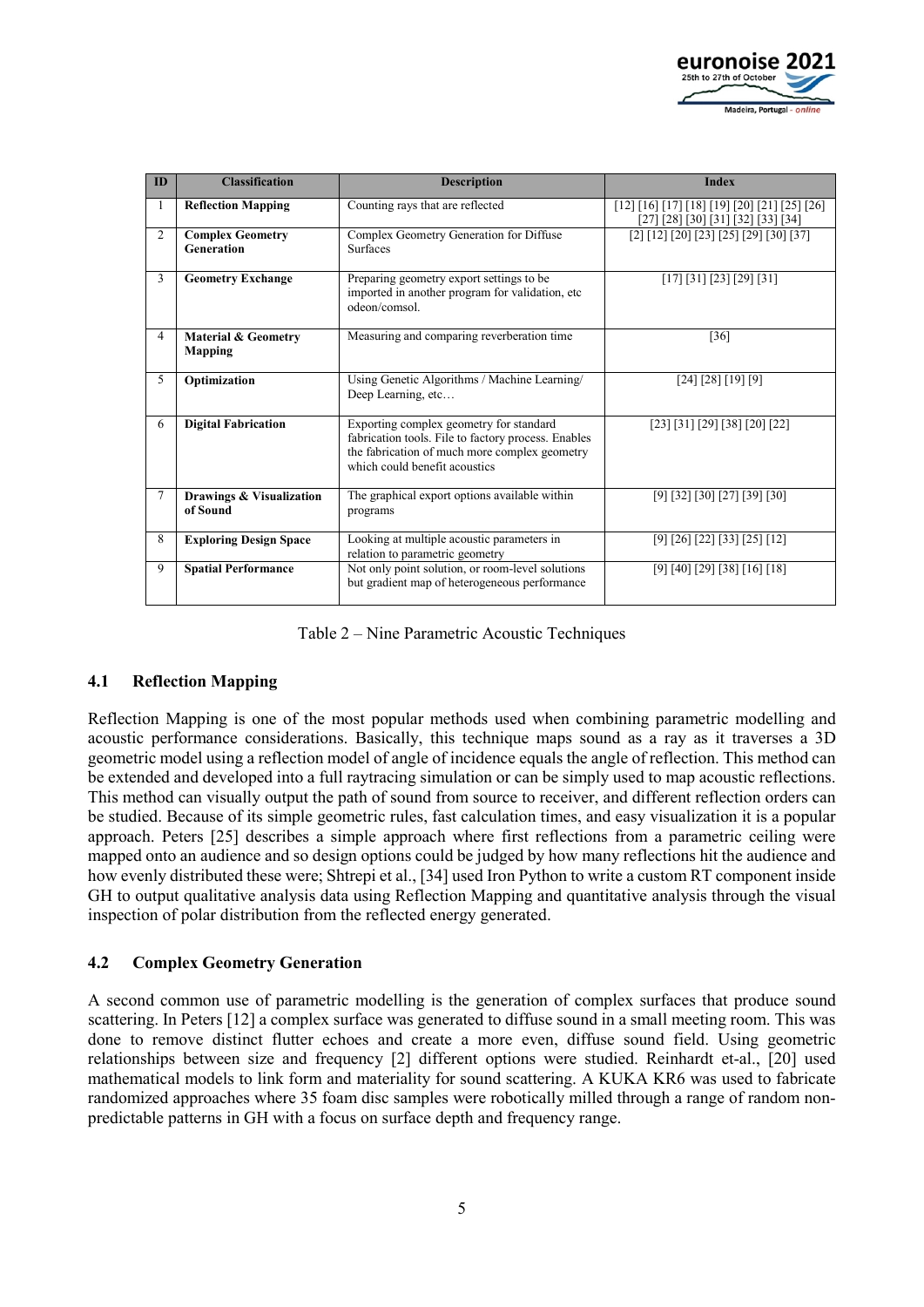| ID | Classification | Description | Index |
|---|---|---|---|
| 1 | **Reflection Mapping** | Counting rays that are reflected | [12] [16] [17] [18] [19] [20] [21] [25] [26] [27] [28] [30] [31] [32] [33] [34] |
| 2 | **Complex Geometry Generation** | Complex Geometry Generation for Diffuse Surfaces | [2] [12] [20] [23] [25] [29] [30] [37] |
| 3 | **Geometry Exchange** | Preparing geometry export settings to be imported in another program for validation, etc odeon/comsol. | [17] [31] [23] [29] [31] |
| 4 | **Material & Geometry Mapping** | Measuring and comparing reverberation time | [36] |
| 5 | **Optimization** | Using Genetic Algorithms / Machine Learning/ Deep Learning, etc… | [24] [28] [19] [9] |
| 6 | **Digital Fabrication** | Exporting complex geometry for standard fabrication tools. File to factory process. Enables the fabrication of much more complex geometry which could benefit acoustics | [23] [31] [29] [38] [20] [22] |
| 7 | **Drawings & Visualization of Sound** | The graphical export options available within programs | [9] [32] [30] [27] [39] [30] |
| 8 | **Exploring Design Space** | Looking at multiple acoustic parameters in relation to parametric geometry | [9] [26] [22] [33] [25] [12] |
| 9 | **Spatial Performance** | Not only point solution, or room-level solutions but gradient map of heterogeneous performance | [9] [40] [29] [38] [16] [18] |

Table 2 – Nine Parametric Acoustic Techniques

### 4.1 Reflection Mapping

Reflection Mapping is one of the most popular methods used when combining parametric modelling and acoustic performance considerations. Basically, this technique maps sound as a ray as it traverses a 3D geometric model using a reflection model of angle of incidence equals the angle of reflection. This method can be extended and developed into a full raytracing simulation or can be simply used to map acoustic reflections. This method can visually output the path of sound from source to receiver, and different reflection orders can be studied. Because of its simple geometric rules, fast calculation times, and easy visualization it is a popular approach. Peters [25] describes a simple approach where first reflections from a parametric ceiling were mapped onto an audience and so design options could be judged by how many reflections hit the audience and how evenly distributed these were; Shtrepi et al., [34] used Iron Python to write a custom RT component inside GH to output qualitative analysis data using Reflection Mapping and quantitative analysis through the visual inspection of polar distribution from the reflected energy generated.

### 4.2 Complex Geometry Generation

A second common use of parametric modelling is the generation of complex surfaces that produce sound scattering. In Peters [12] a complex surface was generated to diffuse sound in a small meeting room. This was done to remove distinct flutter echoes and create a more even, diffuse sound field. Using geometric relationships between size and frequency [2] different options were studied. Reinhardt et-al., [20] used mathematical models to link form and materiality for sound scattering. A KUKA KR6 was used to fabricate randomized approaches where 35 foam disc samples were robotically milled through a range of random non-predictable patterns in GH with a focus on surface depth and frequency range.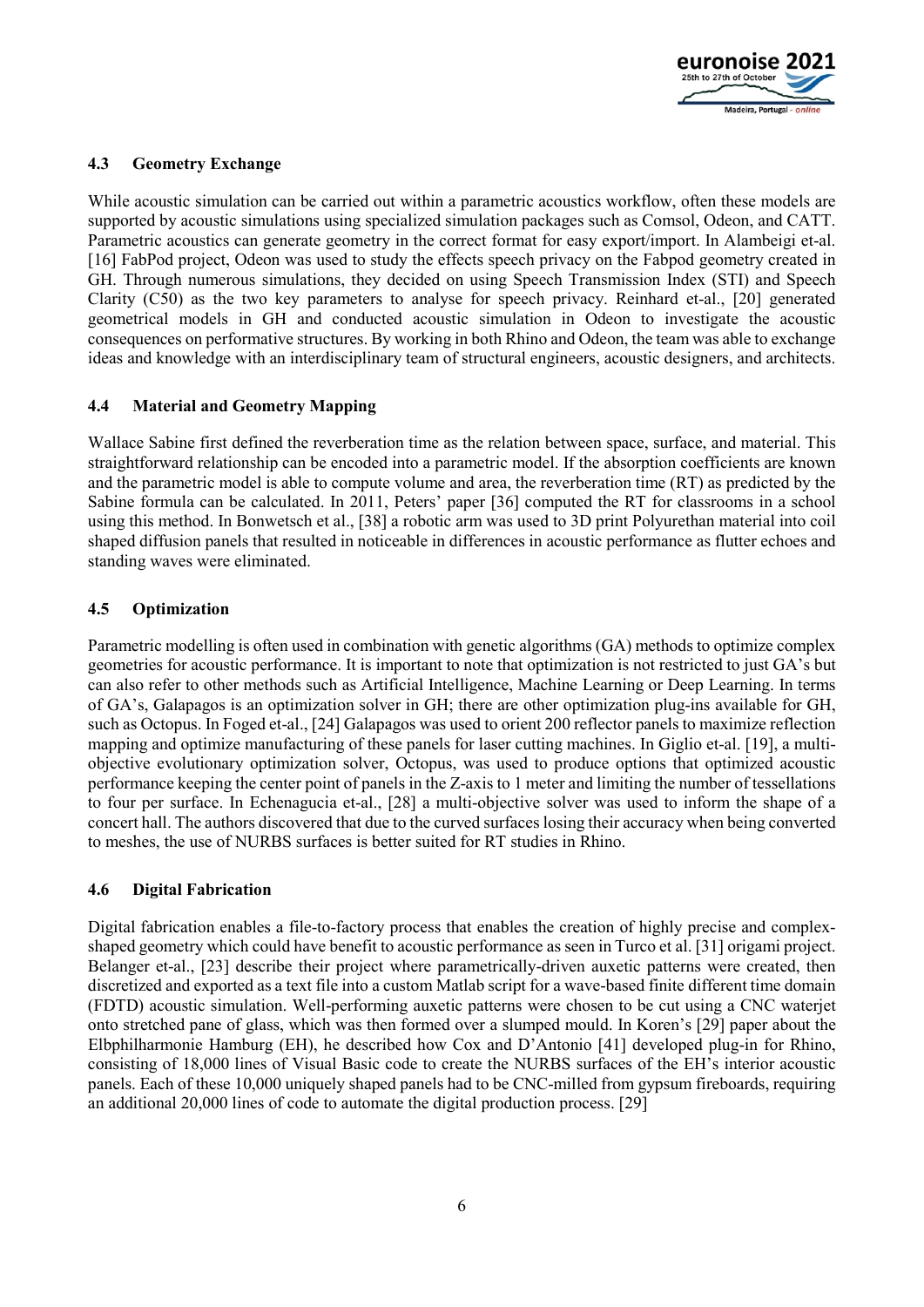### 4.3 Geometry Exchange

While acoustic simulation can be carried out within a parametric acoustics workflow, often these models are supported by acoustic simulations using specialized simulation packages such as Comsol, Odeon, and CATT. Parametric acoustics can generate geometry in the correct format for easy export/import. In Alambeigi et-al. [16] FabPod project, Odeon was used to study the effects speech privacy on the Fabpod geometry created in GH. Through numerous simulations, they decided on using Speech Transmission Index (STI) and Speech Clarity (C50) as the two key parameters to analyse for speech privacy. Reinhard et-al., [20] generated geometrical models in GH and conducted acoustic simulation in Odeon to investigate the acoustic consequences on performative structures. By working in both Rhino and Odeon, the team was able to exchange ideas and knowledge with an interdisciplinary team of structural engineers, acoustic designers, and architects.

### 4.4 Material and Geometry Mapping

Wallace Sabine first defined the reverberation time as the relation between space, surface, and material. This straightforward relationship can be encoded into a parametric model. If the absorption coefficients are known and the parametric model is able to compute volume and area, the reverberation time (RT) as predicted by the Sabine formula can be calculated. In 2011, Peters' paper [36] computed the RT for classrooms in a school using this method. In Bonwetsch et al., [38] a robotic arm was used to 3D print Polyurethan material into coil shaped diffusion panels that resulted in noticeable in differences in acoustic performance as flutter echoes and standing waves were eliminated.

### 4.5 Optimization

Parametric modelling is often used in combination with genetic algorithms (GA) methods to optimize complex geometries for acoustic performance. It is important to note that optimization is not restricted to just GA's but can also refer to other methods such as Artificial Intelligence, Machine Learning or Deep Learning. In terms of GA's, Galapagos is an optimization solver in GH; there are other optimization plug-ins available for GH, such as Octopus. In Foged et-al., [24] Galapagos was used to orient 200 reflector panels to maximize reflection mapping and optimize manufacturing of these panels for laser cutting machines. In Giglio et-al. [19], a multi-objective evolutionary optimization solver, Octopus, was used to produce options that optimized acoustic performance keeping the center point of panels in the Z-axis to 1 meter and limiting the number of tessellations to four per surface. In Echenagucia et-al., [28] a multi-objective solver was used to inform the shape of a concert hall. The authors discovered that due to the curved surfaces losing their accuracy when being converted to meshes, the use of NURBS surfaces is better suited for RT studies in Rhino.

### 4.6 Digital Fabrication

Digital fabrication enables a file-to-factory process that enables the creation of highly precise and complex-shaped geometry which could have benefit to acoustic performance as seen in Turco et al. [31] origami project. Belanger et-al., [23] describe their project where parametrically-driven auxetic patterns were created, then discretized and exported as a text file into a custom Matlab script for a wave-based finite different time domain (FDTD) acoustic simulation. Well-performing auxetic patterns were chosen to be cut using a CNC waterjet onto stretched pane of glass, which was then formed over a slumped mould. In Koren's [29] paper about the Elbphilharmonie Hamburg (EH), he described how Cox and D'Antonio [41] developed plug-in for Rhino, consisting of 18,000 lines of Visual Basic code to create the NURBS surfaces of the EH's interior acoustic panels. Each of these 10,000 uniquely shaped panels had to be CNC-milled from gypsum fireboards, requiring an additional 20,000 lines of code to automate the digital production process. [29]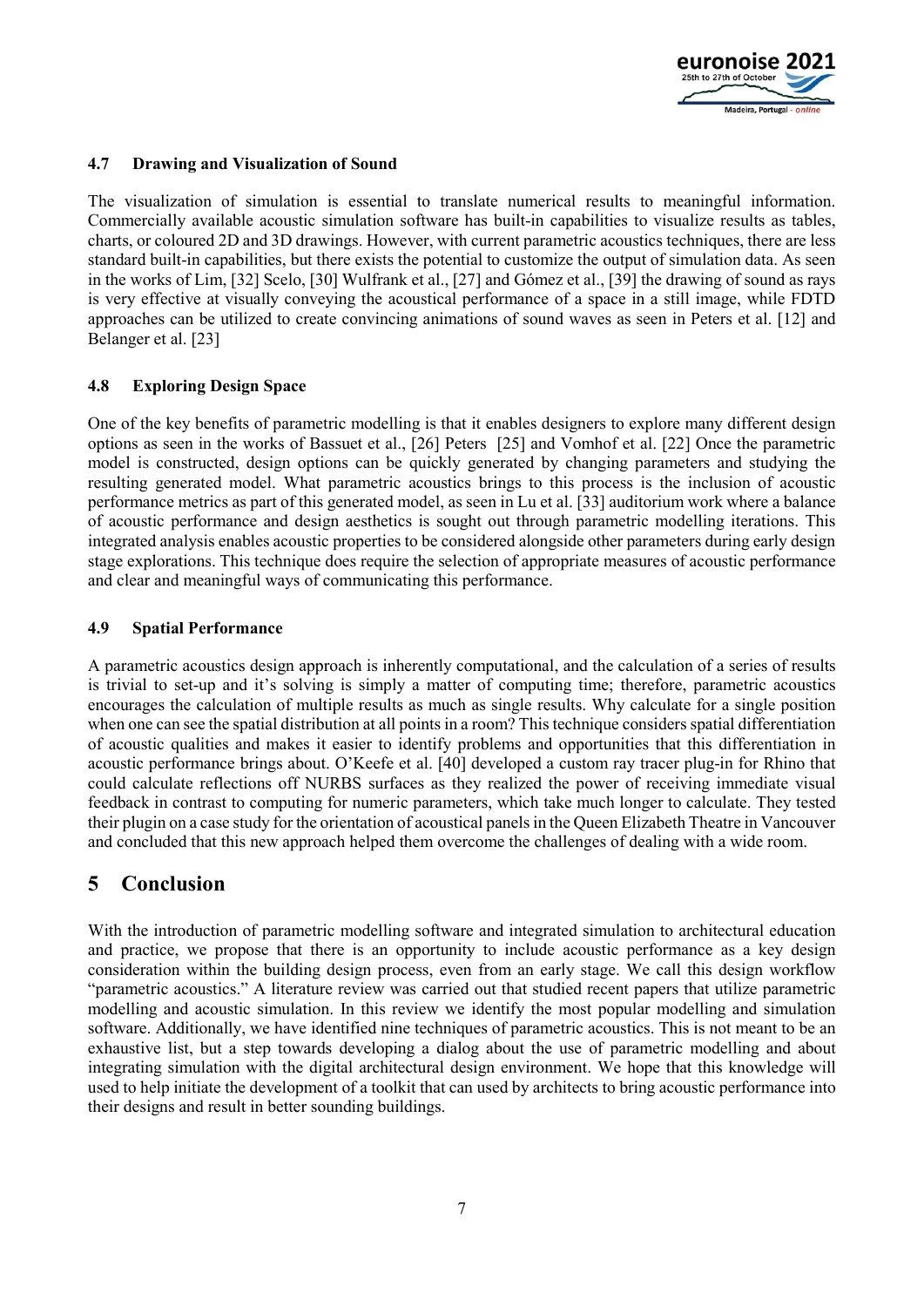### 4.7 Drawing and Visualization of Sound

The visualization of simulation is essential to translate numerical results to meaningful information. Commercially available acoustic simulation software has built-in capabilities to visualize results as tables, charts, or coloured 2D and 3D drawings. However, with current parametric acoustics techniques, there are less standard built-in capabilities, but there exists the potential to customize the output of simulation data. As seen in the works of Lim, [32] Scelo, [30] Wulfrank et al., [27] and Gómez et al., [39] the drawing of sound as rays is very effective at visually conveying the acoustical performance of a space in a still image, while FDTD approaches can be utilized to create convincing animations of sound waves as seen in Peters et al. [12] and Belanger et al. [23]

### 4.8 Exploring Design Space

One of the key benefits of parametric modelling is that it enables designers to explore many different design options as seen in the works of Bassuet et al., [26] Peters [25] and Vomhof et al. [22] Once the parametric model is constructed, design options can be quickly generated by changing parameters and studying the resulting generated model. What parametric acoustics brings to this process is the inclusion of acoustic performance metrics as part of this generated model, as seen in Lu et al. [33] auditorium work where a balance of acoustic performance and design aesthetics is sought out through parametric modelling iterations. This integrated analysis enables acoustic properties to be considered alongside other parameters during early design stage explorations. This technique does require the selection of appropriate measures of acoustic performance and clear and meaningful ways of communicating this performance.

### 4.9 Spatial Performance

A parametric acoustics design approach is inherently computational, and the calculation of a series of results is trivial to set-up and it's solving is simply a matter of computing time; therefore, parametric acoustics encourages the calculation of multiple results as much as single results. Why calculate for a single position when one can see the spatial distribution at all points in a room? This technique considers spatial differentiation of acoustic qualities and makes it easier to identify problems and opportunities that this differentiation in acoustic performance brings about. O'Keefe et al. [40] developed a custom ray tracer plug-in for Rhino that could calculate reflections off NURBS surfaces as they realized the power of receiving immediate visual feedback in contrast to computing for numeric parameters, which take much longer to calculate. They tested their plugin on a case study for the orientation of acoustical panels in the Queen Elizabeth Theatre in Vancouver and concluded that this new approach helped them overcome the challenges of dealing with a wide room.

## 5 Conclusion

With the introduction of parametric modelling software and integrated simulation to architectural education and practice, we propose that there is an opportunity to include acoustic performance as a key design consideration within the building design process, even from an early stage. We call this design workflow "parametric acoustics." A literature review was carried out that studied recent papers that utilize parametric modelling and acoustic simulation. In this review we identify the most popular modelling and simulation software. Additionally, we have identified nine techniques of parametric acoustics. This is not meant to be an exhaustive list, but a step towards developing a dialog about the use of parametric modelling and about integrating simulation with the digital architectural design environment. We hope that this knowledge will used to help initiate the development of a toolkit that can used by architects to bring acoustic performance into their designs and result in better sounding buildings.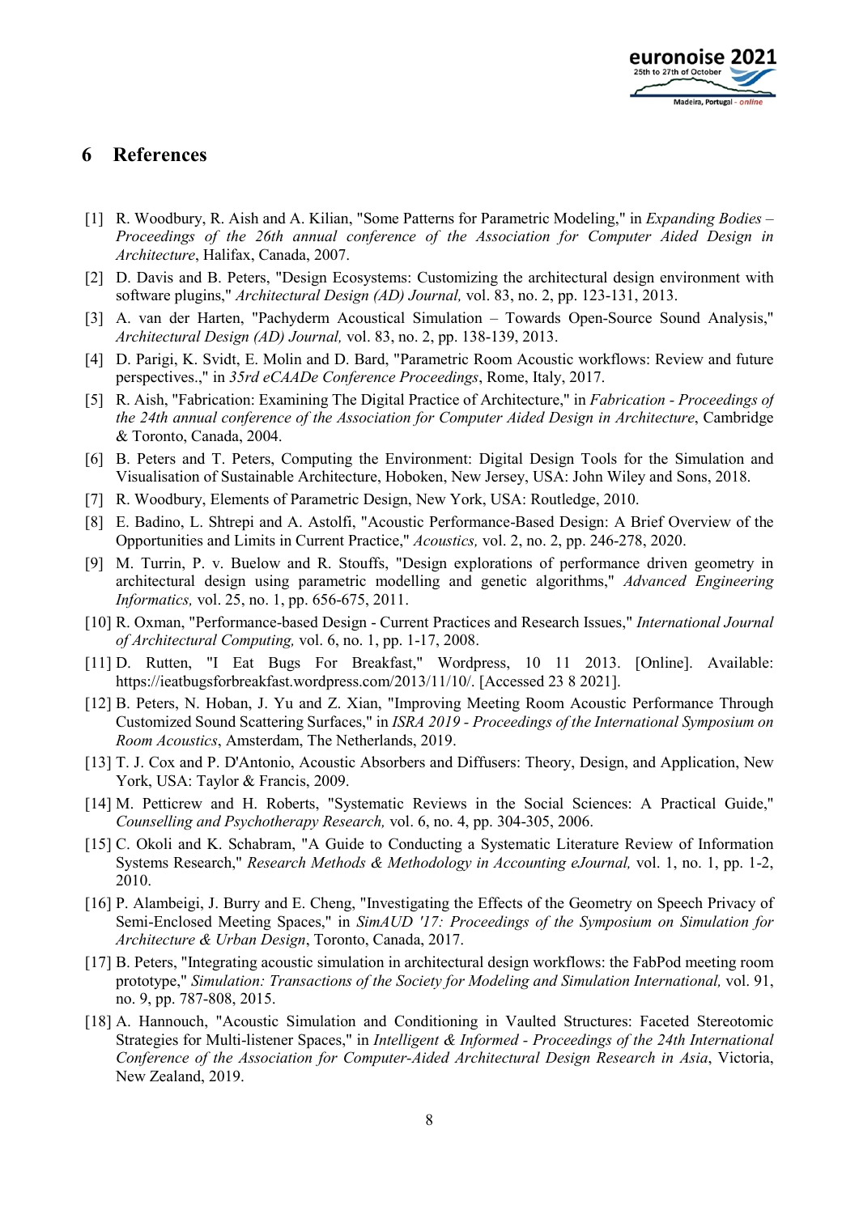## 6 References

[1] R. Woodbury, R. Aish and A. Kilian, "Some Patterns for Parametric Modeling," in *Expanding Bodies – Proceedings of the 26th annual conference of the Association for Computer Aided Design in Architecture*, Halifax, Canada, 2007.

[2] D. Davis and B. Peters, "Design Ecosystems: Customizing the architectural design environment with software plugins," *Architectural Design (AD) Journal,* vol. 83, no. 2, pp. 123-131, 2013.

[3] A. van der Harten, "Pachyderm Acoustical Simulation – Towards Open-Source Sound Analysis," *Architectural Design (AD) Journal,* vol. 83, no. 2, pp. 138-139, 2013.

[4] D. Parigi, K. Svidt, E. Molin and D. Bard, "Parametric Room Acoustic workflows: Review and future perspectives.," in *35rd eCAADe Conference Proceedings*, Rome, Italy, 2017.

[5] R. Aish, "Fabrication: Examining The Digital Practice of Architecture," in *Fabrication - Proceedings of the 24th annual conference of the Association for Computer Aided Design in Architecture*, Cambridge & Toronto, Canada, 2004.

[6] B. Peters and T. Peters, Computing the Environment: Digital Design Tools for the Simulation and Visualisation of Sustainable Architecture, Hoboken, New Jersey, USA: John Wiley and Sons, 2018.

[7] R. Woodbury, Elements of Parametric Design, New York, USA: Routledge, 2010.

[8] E. Badino, L. Shtrepi and A. Astolfi, "Acoustic Performance-Based Design: A Brief Overview of the Opportunities and Limits in Current Practice," *Acoustics,* vol. 2, no. 2, pp. 246-278, 2020.

[9] M. Turrin, P. v. Buelow and R. Stouffs, "Design explorations of performance driven geometry in architectural design using parametric modelling and genetic algorithms," *Advanced Engineering Informatics,* vol. 25, no. 1, pp. 656-675, 2011.

[10] R. Oxman, "Performance-based Design - Current Practices and Research Issues," *International Journal of Architectural Computing,* vol. 6, no. 1, pp. 1-17, 2008.

[11] D. Rutten, "I Eat Bugs For Breakfast," Wordpress, 10 11 2013. [Online]. Available: https://ieatbugsforbreakfast.wordpress.com/2013/11/10/. [Accessed 23 8 2021].

[12] B. Peters, N. Hoban, J. Yu and Z. Xian, "Improving Meeting Room Acoustic Performance Through Customized Sound Scattering Surfaces," in *ISRA 2019 - Proceedings of the International Symposium on Room Acoustics*, Amsterdam, The Netherlands, 2019.

[13] T. J. Cox and P. D'Antonio, Acoustic Absorbers and Diffusers: Theory, Design, and Application, New York, USA: Taylor & Francis, 2009.

[14] M. Petticrew and H. Roberts, "Systematic Reviews in the Social Sciences: A Practical Guide," *Counselling and Psychotherapy Research,* vol. 6, no. 4, pp. 304-305, 2006.

[15] C. Okoli and K. Schabram, "A Guide to Conducting a Systematic Literature Review of Information Systems Research," *Research Methods & Methodology in Accounting eJournal,* vol. 1, no. 1, pp. 1-2, 2010.

[16] P. Alambeigi, J. Burry and E. Cheng, "Investigating the Effects of the Geometry on Speech Privacy of Semi-Enclosed Meeting Spaces," in *SimAUD '17: Proceedings of the Symposium on Simulation for Architecture & Urban Design*, Toronto, Canada, 2017.

[17] B. Peters, "Integrating acoustic simulation in architectural design workflows: the FabPod meeting room prototype," *Simulation: Transactions of the Society for Modeling and Simulation International,* vol. 91, no. 9, pp. 787-808, 2015.

[18] A. Hannouch, "Acoustic Simulation and Conditioning in Vaulted Structures: Faceted Stereotomic Strategies for Multi-listener Spaces," in *Intelligent & Informed - Proceedings of the 24th International Conference of the Association for Computer-Aided Architectural Design Research in Asia*, Victoria, New Zealand, 2019.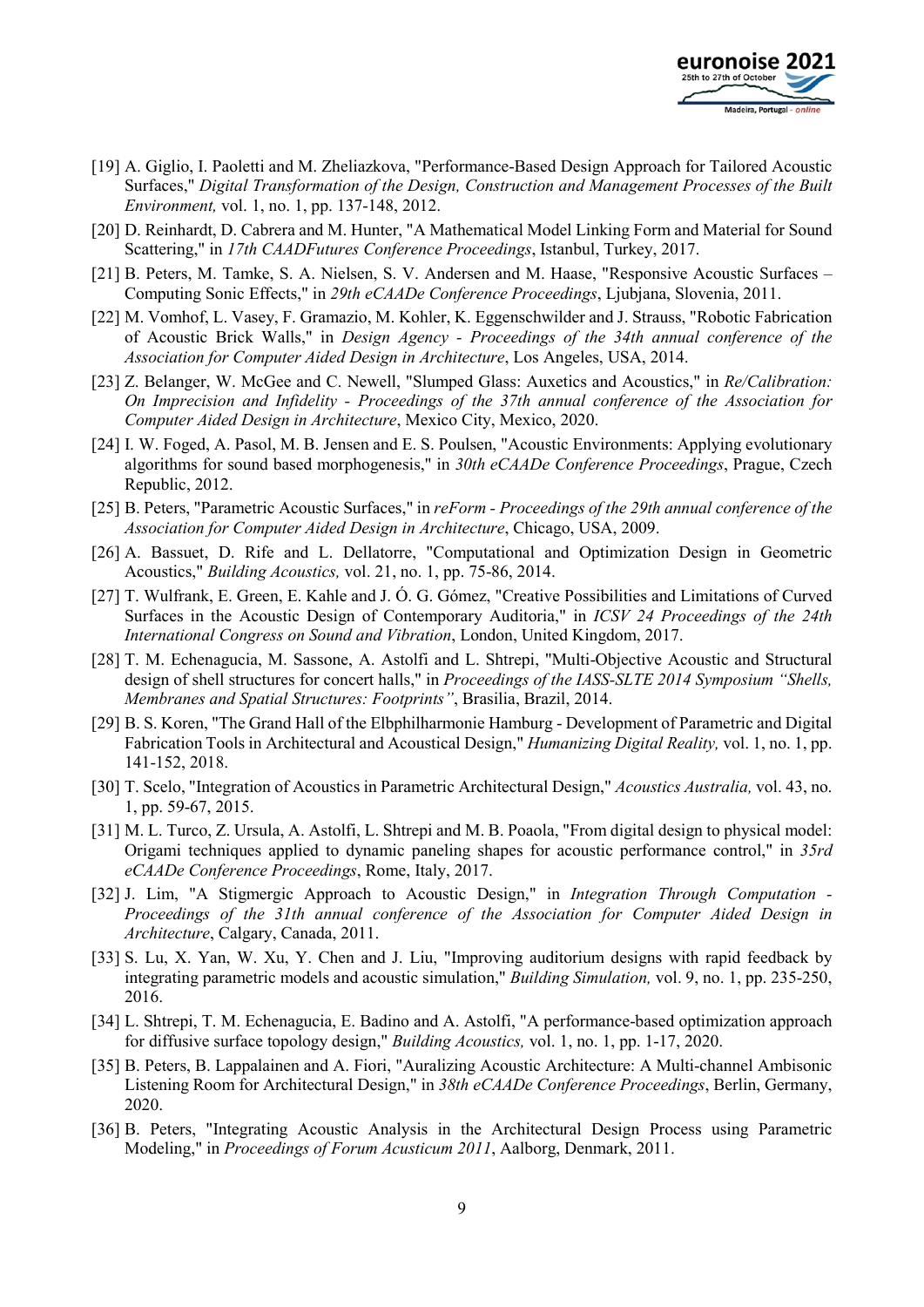[19] A. Giglio, I. Paoletti and M. Zheliazkova, "Performance-Based Design Approach for Tailored Acoustic Surfaces," *Digital Transformation of the Design, Construction and Management Processes of the Built Environment,* vol. 1, no. 1, pp. 137-148, 2012.

[20] D. Reinhardt, D. Cabrera and M. Hunter, "A Mathematical Model Linking Form and Material for Sound Scattering," in *17th CAADFutures Conference Proceedings*, Istanbul, Turkey, 2017.

[21] B. Peters, M. Tamke, S. A. Nielsen, S. V. Andersen and M. Haase, "Responsive Acoustic Surfaces – Computing Sonic Effects," in *29th eCAADe Conference Proceedings*, Ljubjana, Slovenia, 2011.

[22] M. Vomhof, L. Vasey, F. Gramazio, M. Kohler, K. Eggenschwilder and J. Strauss, "Robotic Fabrication of Acoustic Brick Walls," in *Design Agency - Proceedings of the 34th annual conference of the Association for Computer Aided Design in Architecture*, Los Angeles, USA, 2014.

[23] Z. Belanger, W. McGee and C. Newell, "Slumped Glass: Auxetics and Acoustics," in *Re/Calibration: On Imprecision and Infidelity - Proceedings of the 37th annual conference of the Association for Computer Aided Design in Architecture*, Mexico City, Mexico, 2020.

[24] I. W. Foged, A. Pasol, M. B. Jensen and E. S. Poulsen, "Acoustic Environments: Applying evolutionary algorithms for sound based morphogenesis," in *30th eCAADe Conference Proceedings*, Prague, Czech Republic, 2012.

[25] B. Peters, "Parametric Acoustic Surfaces," in *reForm - Proceedings of the 29th annual conference of the Association for Computer Aided Design in Architecture*, Chicago, USA, 2009.

[26] A. Bassuet, D. Rife and L. Dellatorre, "Computational and Optimization Design in Geometric Acoustics," *Building Acoustics,* vol. 21, no. 1, pp. 75-86, 2014.

[27] T. Wulfrank, E. Green, E. Kahle and J. Ó. G. Gómez, "Creative Possibilities and Limitations of Curved Surfaces in the Acoustic Design of Contemporary Auditoria," in *ICSV 24 Proceedings of the 24th International Congress on Sound and Vibration*, London, United Kingdom, 2017.

[28] T. M. Echenagucia, M. Sassone, A. Astolfi and L. Shtrepi, "Multi-Objective Acoustic and Structural design of shell structures for concert halls," in *Proceedings of the IASS-SLTE 2014 Symposium "Shells, Membranes and Spatial Structures: Footprints"*, Brasilia, Brazil, 2014.

[29] B. S. Koren, "The Grand Hall of the Elbphilharmonie Hamburg - Development of Parametric and Digital Fabrication Tools in Architectural and Acoustical Design," *Humanizing Digital Reality,* vol. 1, no. 1, pp. 141-152, 2018.

[30] T. Scelo, "Integration of Acoustics in Parametric Architectural Design," *Acoustics Australia,* vol. 43, no. 1, pp. 59-67, 2015.

[31] M. L. Turco, Z. Ursula, A. Astolfi, L. Shtrepi and M. B. Poaola, "From digital design to physical model: Origami techniques applied to dynamic paneling shapes for acoustic performance control," in *35rd eCAADe Conference Proceedings*, Rome, Italy, 2017.

[32] J. Lim, "A Stigmergic Approach to Acoustic Design," in *Integration Through Computation - Proceedings of the 31th annual conference of the Association for Computer Aided Design in Architecture*, Calgary, Canada, 2011.

[33] S. Lu, X. Yan, W. Xu, Y. Chen and J. Liu, "Improving auditorium designs with rapid feedback by integrating parametric models and acoustic simulation," *Building Simulation,* vol. 9, no. 1, pp. 235-250, 2016.

[34] L. Shtrepi, T. M. Echenagucia, E. Badino and A. Astolfi, "A performance-based optimization approach for diffusive surface topology design," *Building Acoustics,* vol. 1, no. 1, pp. 1-17, 2020.

[35] B. Peters, B. Lappalainen and A. Fiori, "Auralizing Acoustic Architecture: A Multi-channel Ambisonic Listening Room for Architectural Design," in *38th eCAADe Conference Proceedings*, Berlin, Germany, 2020.

[36] B. Peters, "Integrating Acoustic Analysis in the Architectural Design Process using Parametric Modeling," in *Proceedings of Forum Acusticum 2011*, Aalborg, Denmark, 2011.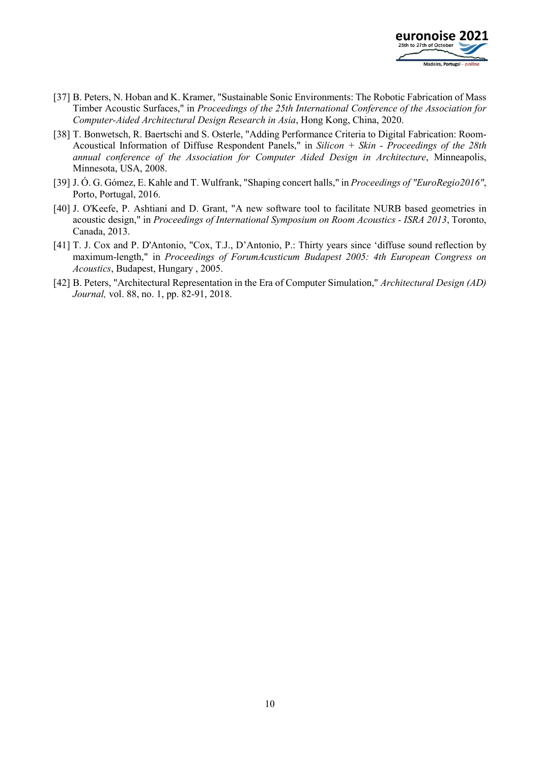[37] B. Peters, N. Hoban and K. Kramer, "Sustainable Sonic Environments: The Robotic Fabrication of Mass Timber Acoustic Surfaces," in *Proceedings of the 25th International Conference of the Association for Computer-Aided Architectural Design Research in Asia*, Hong Kong, China, 2020.

[38] T. Bonwetsch, R. Baertschi and S. Osterle, "Adding Performance Criteria to Digital Fabrication: Room-Acoustical Information of Diffuse Respondent Panels," in *Silicon + Skin - Proceedings of the 28th annual conference of the Association for Computer Aided Design in Architecture*, Minneapolis, Minnesota, USA, 2008.

[39] J. Ó. G. Gómez, E. Kahle and T. Wulfrank, "Shaping concert halls," in *Proceedings of "EuroRegio2016"*, Porto, Portugal, 2016.

[40] J. O'Keefe, P. Ashtiani and D. Grant, "A new software tool to facilitate NURB based geometries in acoustic design," in *Proceedings of International Symposium on Room Acoustics - ISRA 2013*, Toronto, Canada, 2013.

[41] T. J. Cox and P. D'Antonio, "Cox, T.J., D'Antonio, P.: Thirty years since 'diffuse sound reflection by maximum-length," in *Proceedings of ForumAcusticum Budapest 2005: 4th European Congress on Acoustics*, Budapest, Hungary , 2005.

[42] B. Peters, "Architectural Representation in the Era of Computer Simulation," *Architectural Design (AD) Journal,* vol. 88, no. 1, pp. 82-91, 2018.